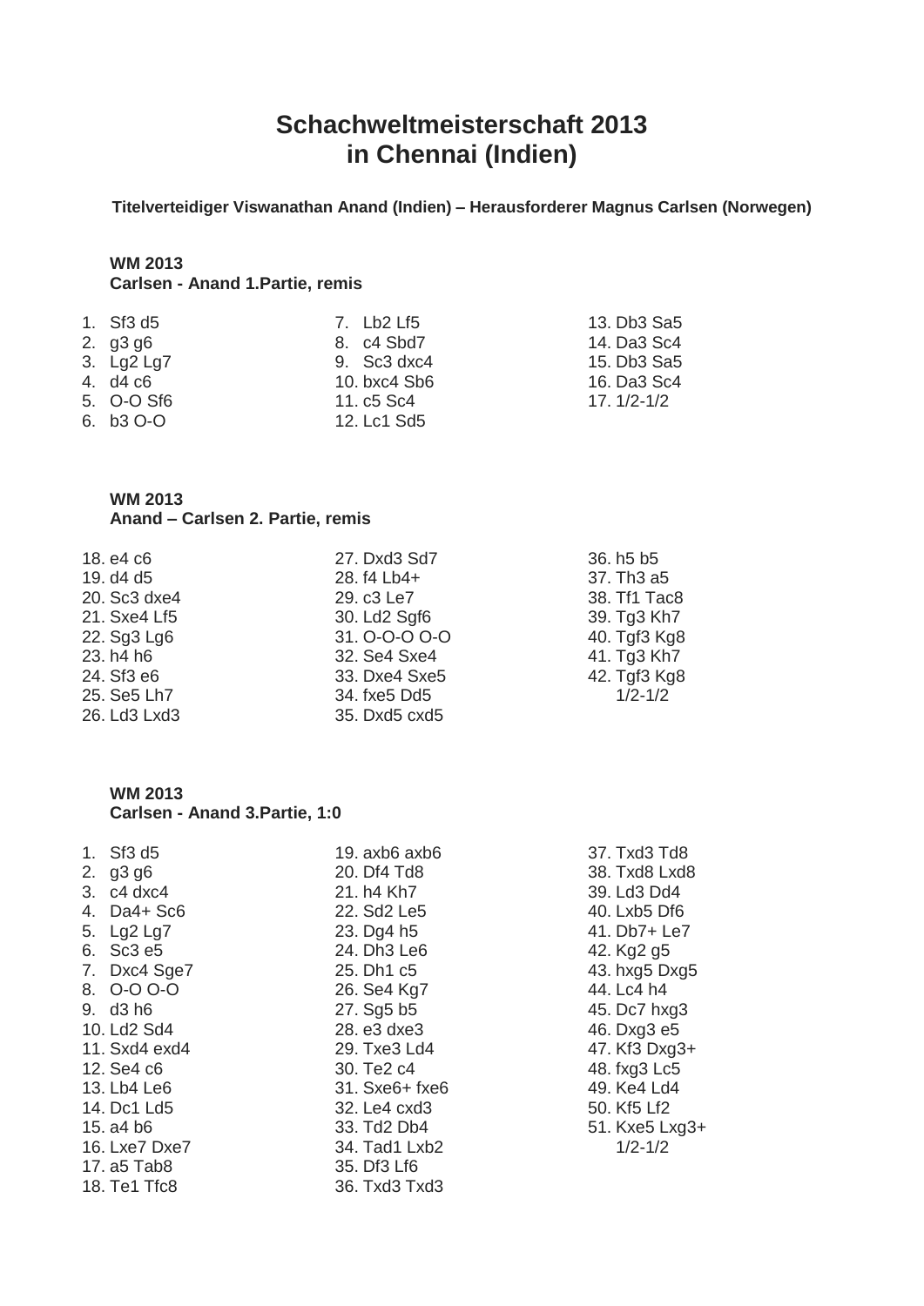# Schachweltmeisterschaft 2013
# in Chennai (Indien)

**Titelverteidiger Viswanathan Anand (Indien) – Herausforderer Magnus Carlsen (Norwegen)**

**WM 2013**
**Carlsen - Anand 1.Partie, remis**

1. Sf3 d5
2. g3 g6
3. Lg2 Lg7
4. d4 c6
5. O-O Sf6
6. b3 O-O
7. Lb2 Lf5
8. c4 Sbd7
9. Sc3 dxc4
10. bxc4 Sb6
11. c5 Sc4
12. Lc1 Sd5
13. Db3 Sa5
14. Da3 Sc4
15. Db3 Sa5
16. Da3 Sc4
17. 1/2-1/2

**WM 2013**
**Anand – Carlsen 2. Partie, remis**

18. e4 c6
19. d4 d5
20. Sc3 dxe4
21. Sxe4 Lf5
22. Sg3 Lg6
23. h4 h6
24. Sf3 e6
25. Se5 Lh7
26. Ld3 Lxd3
27. Dxd3 Sd7
28. f4 Lb4+
29. c3 Le7
30. Ld2 Sgf6
31. O-O-O O-O
32. Se4 Sxe4
33. Dxe4 Sxe5
34. fxe5 Dd5
35. Dxd5 cxd5
36. h5 b5
37. Th3 a5
38. Tf1 Tac8
39. Tg3 Kh7
40. Tgf3 Kg8
41. Tg3 Kh7
42. Tgf3 Kg8
    1/2-1/2

**WM 2013**
**Carlsen - Anand 3.Partie, 1:0**

1. Sf3 d5
2. g3 g6
3. c4 dxc4
4. Da4+ Sc6
5. Lg2 Lg7
6. Sc3 e5
7. Dxc4 Sge7
8. O-O O-O
9. d3 h6
10. Ld2 Sd4
11. Sxd4 exd4
12. Se4 c6
13. Lb4 Le6
14. Dc1 Ld5
15. a4 b6
16. Lxe7 Dxe7
17. a5 Tab8
18. Te1 Tfc8
19. axb6 axb6
20. Df4 Td8
21. h4 Kh7
22. Sd2 Le5
23. Dg4 h5
24. Dh3 Le6
25. Dh1 c5
26. Se4 Kg7
27. Sg5 b5
28. e3 dxe3
29. Txe3 Ld4
30. Te2 c4
31. Sxe6+ fxe6
32. Le4 cxd3
33. Td2 Db4
34. Tad1 Lxb2
35. Df3 Lf6
36. Txd3 Txd3
37. Txd3 Td8
38. Txd8 Lxd8
39. Ld3 Dd4
40. Lxb5 Df6
41. Db7+ Le7
42. Kg2 g5
43. hxg5 Dxg5
44. Lc4 h4
45. Dc7 hxg3
46. Dxg3 e5
47. Kf3 Dxg3+
48. fxg3 Lc5
49. Ke4 Ld4
50. Kf5 Lf2
51. Kxe5 Lxg3+
    1/2-1/2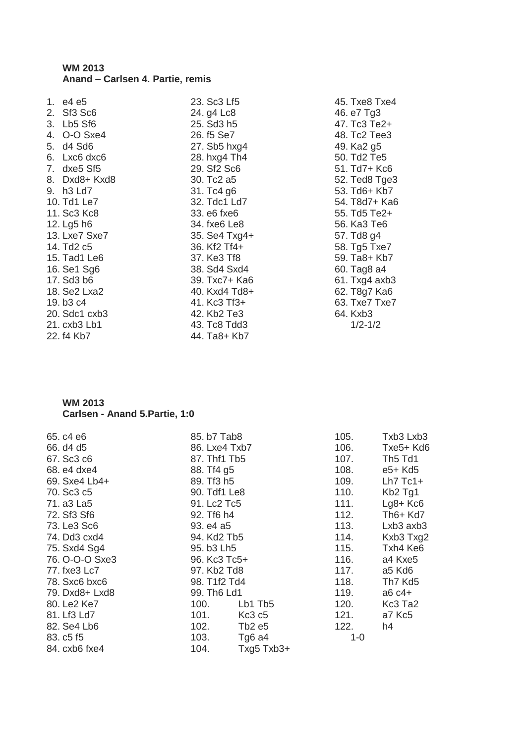**WM 2013**
**Anand – Carlsen 4. Partie, remis**

1. e4 e5
2. Sf3 Sc6
3. Lb5 Sf6
4. O-O Sxe4
5. d4 Sd6
6. Lxc6 dxc6
7. dxe5 Sf5
8. Dxd8+ Kxd8
9. h3 Ld7
10. Td1 Le7
11. Sc3 Kc8
12. Lg5 h6
13. Lxe7 Sxe7
14. Td2 c5
15. Tad1 Le6
16. Se1 Sg6
17. Sd3 b6
18. Se2 Lxa2
19. b3 c4
20. Sdc1 cxb3
21. cxb3 Lb1
22. f4 Kb7
23. Sc3 Lf5
24. g4 Lc8
25. Sd3 h5
26. f5 Se7
27. Sb5 hxg4
28. hxg4 Th4
29. Sf2 Sc6
30. Tc2 a5
31. Tc4 g6
32. Tdc1 Ld7
33. e6 fxe6
34. fxe6 Le8
35. Se4 Txg4+
36. Kf2 Tf4+
37. Ke3 Tf8
38. Sd4 Sxd4
39. Txc7+ Ka6
40. Kxd4 Td8+
41. Kc3 Tf3+
42. Kb2 Te3
43. Tc8 Tdd3
44. Ta8+ Kb7
45. Txe8 Txe4
46. e7 Tg3
47. Tc3 Te2+
48. Tc2 Tee3
49. Ka2 g5
50. Td2 Te5
51. Td7+ Kc6
52. Ted8 Tge3
53. Td6+ Kb7
54. T8d7+ Ka6
55. Td5 Te2+
56. Ka3 Te6
57. Td8 g4
58. Tg5 Txe7
59. Ta8+ Kb7
60. Tag8 a4
61. Txg4 axb3
62. T8g7 Ka6
63. Txe7 Txe7
64. Kxb3

1/2-1/2

**WM 2013**
**Carlsen - Anand 5.Partie, 1:0**

65. c4 e6
66. d4 d5
67. Sc3 c6
68. e4 dxe4
69. Sxe4 Lb4+
70. Sc3 c5
71. a3 La5
72. Sf3 Sf6
73. Le3 Sc6
74. Dd3 cxd4
75. Sxd4 Sg4
76. O-O-O Sxe3
77. fxe3 Lc7
78. Sxc6 bxc6
79. Dxd8+ Lxd8
80. Le2 Ke7
81. Lf3 Ld7
82. Se4 Lb6
83. c5 f5
84. cxb6 fxe4
85. b7 Tab8
86. Lxe4 Txb7
87. Thf1 Tb5
88. Tf4 g5
89. Tf3 h5
90. Tdf1 Le8
91. Lc2 Tc5
92. Tf6 h4
93. e4 a5
94. Kd2 Tb5
95. b3 Lh5
96. Kc3 Tc5+
97. Kb2 Td8
98. T1f2 Td4
99. Th6 Ld1
100. Lb1 Tb5
101. Kc3 c5
102. Tb2 e5
103. Tg6 a4
104. Txg5 Txb3+
105. Txb3 Lxb3
106. Txe5+ Kd6
107. Th5 Td1
108. e5+ Kd5
109. Lh7 Tc1+
110. Kb2 Tg1
111. Lg8+ Kc6
112. Th6+ Kd7
113. Lxb3 axb3
114. Kxb3 Txg2
115. Txh4 Ke6
116. a4 Kxe5
117. a5 Kd6
118. Th7 Kd5
119. a6 c4+
120. Kc3 Ta2
121. a7 Kc5
122. h4

1-0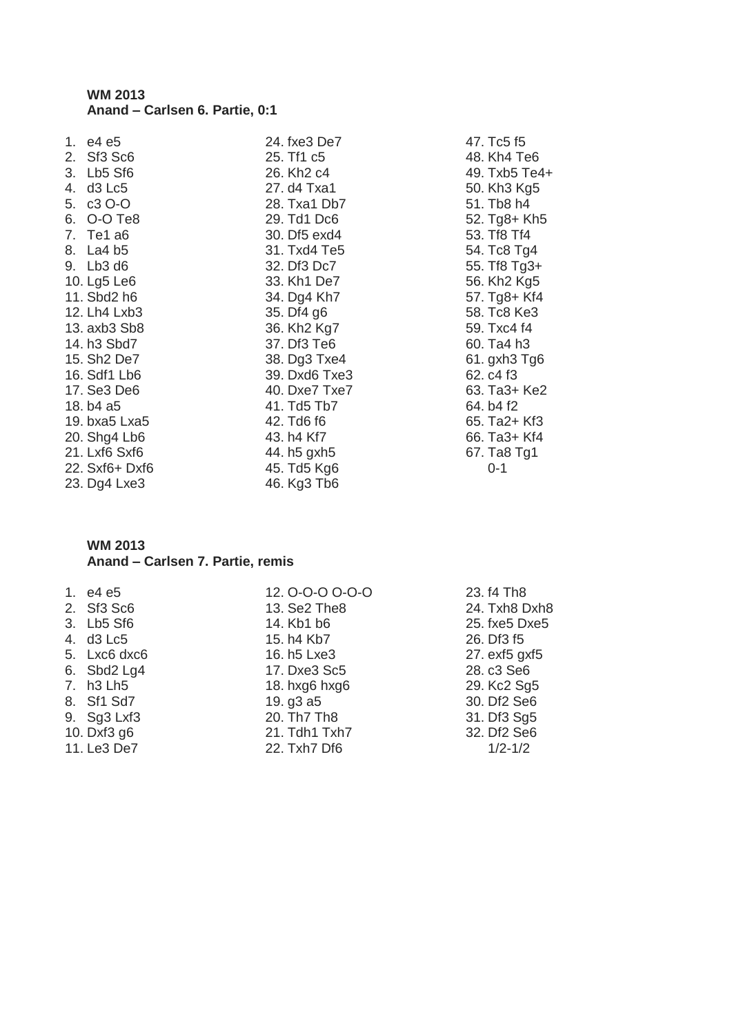**WM 2013**
**Anand – Carlsen 6. Partie, 0:1**

1. e4 e5
2. Sf3 Sc6
3. Lb5 Sf6
4. d3 Lc5
5. c3 O-O
6. O-O Te8
7. Te1 a6
8. La4 b5
9. Lb3 d6
10. Lg5 Le6
11. Sbd2 h6
12. Lh4 Lxb3
13. axb3 Sb8
14. h3 Sbd7
15. Sh2 De7
16. Sdf1 Lb6
17. Se3 De6
18. b4 a5
19. bxa5 Lxa5
20. Shg4 Lb6
21. Lxf6 Sxf6
22. Sxf6+ Dxf6
23. Dg4 Lxe3
24. fxe3 De7
25. Tf1 c5
26. Kh2 c4
27. d4 Txa1
28. Txa1 Db7
29. Td1 Dc6
30. Df5 exd4
31. Txd4 Te5
32. Df3 Dc7
33. Kh1 De7
34. Dg4 Kh7
35. Df4 g6
36. Kh2 Kg7
37. Df3 Te6
38. Dg3 Txe4
39. Dxd6 Txe3
40. Dxe7 Txe7
41. Td5 Tb7
42. Td6 f6
43. h4 Kf7
44. h5 gxh5
45. Td5 Kg6
46. Kg3 Tb6
47. Tc5 f5
48. Kh4 Te6
49. Txb5 Te4+
50. Kh3 Kg5
51. Tb8 h4
52. Tg8+ Kh5
53. Tf8 Tf4
54. Tc8 Tg4
55. Tf8 Tg3+
56. Kh2 Kg5
57. Tg8+ Kf4
58. Tc8 Ke3
59. Txc4 f4
60. Ta4 h3
61. gxh3 Tg6
62. c4 f3
63. Ta3+ Ke2
64. b4 f2
65. Ta2+ Kf3
66. Ta3+ Kf4
67. Ta8 Tg1

0-1

**WM 2013**
**Anand – Carlsen 7. Partie, remis**

1. e4 e5
2. Sf3 Sc6
3. Lb5 Sf6
4. d3 Lc5
5. Lxc6 dxc6
6. Sbd2 Lg4
7. h3 Lh5
8. Sf1 Sd7
9. Sg3 Lxf3
10. Dxf3 g6
11. Le3 De7
12. O-O-O O-O-O
13. Se2 The8
14. Kb1 b6
15. h4 Kb7
16. h5 Lxe3
17. Dxe3 Sc5
18. hxg6 hxg6
19. g3 a5
20. Th7 Th8
21. Tdh1 Txh7
22. Txh7 Df6
23. f4 Th8
24. Txh8 Dxh8
25. fxe5 Dxe5
26. Df3 f5
27. exf5 gxf5
28. c3 Se6
29. Kc2 Sg5
30. Df2 Se6
31. Df3 Sg5
32. Df2 Se6

1/2-1/2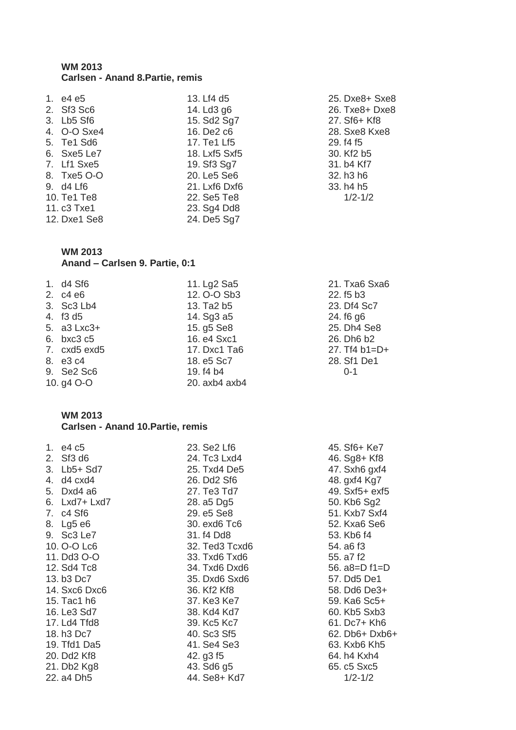**WM 2013**
**Carlsen - Anand 8.Partie, remis**

1. e4 e5
2. Sf3 Sc6
3. Lb5 Sf6
4. O-O Sxe4
5. Te1 Sd6
6. Sxe5 Le7
7. Lf1 Sxe5
8. Txe5 O-O
9. d4 Lf6
10. Te1 Te8
11. c3 Txe1
12. Dxe1 Se8
13. Lf4 d5
14. Ld3 g6
15. Sd2 Sg7
16. De2 c6
17. Te1 Lf5
18. Lxf5 Sxf5
19. Sf3 Sg7
20. Le5 Se6
21. Lxf6 Dxf6
22. Se5 Te8
23. Sg4 Dd8
24. De5 Sg7
25. Dxe8+ Sxe8
26. Txe8+ Dxe8
27. Sf6+ Kf8
28. Sxe8 Kxe8
29. f4 f5
30. Kf2 b5
31. b4 Kf7
32. h3 h6
33. h4 h5

1/2-1/2

**WM 2013**
**Anand – Carlsen 9. Partie, 0:1**

1. d4 Sf6
2. c4 e6
3. Sc3 Lb4
4. f3 d5
5. a3 Lxc3+
6. bxc3 c5
7. cxd5 exd5
8. e3 c4
9. Se2 Sc6
10. g4 O-O
11. Lg2 Sa5
12. O-O Sb3
13. Ta2 b5
14. Sg3 a5
15. g5 Se8
16. e4 Sxc1
17. Dxc1 Ta6
18. e5 Sc7
19. f4 b4
20. axb4 axb4
21. Txa6 Sxa6
22. f5 b3
23. Df4 Sc7
24. f6 g6
25. Dh4 Se8
26. Dh6 b2
27. Tf4 b1=D+
28. Sf1 De1

0-1

**WM 2013**
**Carlsen - Anand 10.Partie, remis**

1. e4 c5
2. Sf3 d6
3. Lb5+ Sd7
4. d4 cxd4
5. Dxd4 a6
6. Lxd7+ Lxd7
7. c4 Sf6
8. Lg5 e6
9. Sc3 Le7
10. O-O Lc6
11. Dd3 O-O
12. Sd4 Tc8
13. b3 Dc7
14. Sxc6 Dxc6
15. Tac1 h6
16. Le3 Sd7
17. Ld4 Tfd8
18. h3 Dc7
19. Tfd1 Da5
20. Dd2 Kf8
21. Db2 Kg8
22. a4 Dh5
23. Se2 Lf6
24. Tc3 Lxd4
25. Txd4 De5
26. Dd2 Sf6
27. Te3 Td7
28. a5 Dg5
29. e5 Se8
30. exd6 Tc6
31. f4 Dd8
32. Ted3 Tcxd6
33. Txd6 Txd6
34. Txd6 Dxd6
35. Dxd6 Sxd6
36. Kf2 Kf8
37. Ke3 Ke7
38. Kd4 Kd7
39. Kc5 Kc7
40. Sc3 Sf5
41. Se4 Se3
42. g3 f5
43. Sd6 g5
44. Se8+ Kd7
45. Sf6+ Ke7
46. Sg8+ Kf8
47. Sxh6 gxf4
48. gxf4 Kg7
49. Sxf5+ exf5
50. Kb6 Sg2
51. Kxb7 Sxf4
52. Kxa6 Se6
53. Kb6 f4
54. a6 f3
55. a7 f2
56. a8=D f1=D
57. Dd5 De1
58. Dd6 De3+
59. Ka6 Sc5+
60. Kb5 Sxb3
61. Dc7+ Kh6
62. Db6+ Dxb6+
63. Kxb6 Kh5
64. h4 Kxh4
65. c5 Sxc5

1/2-1/2